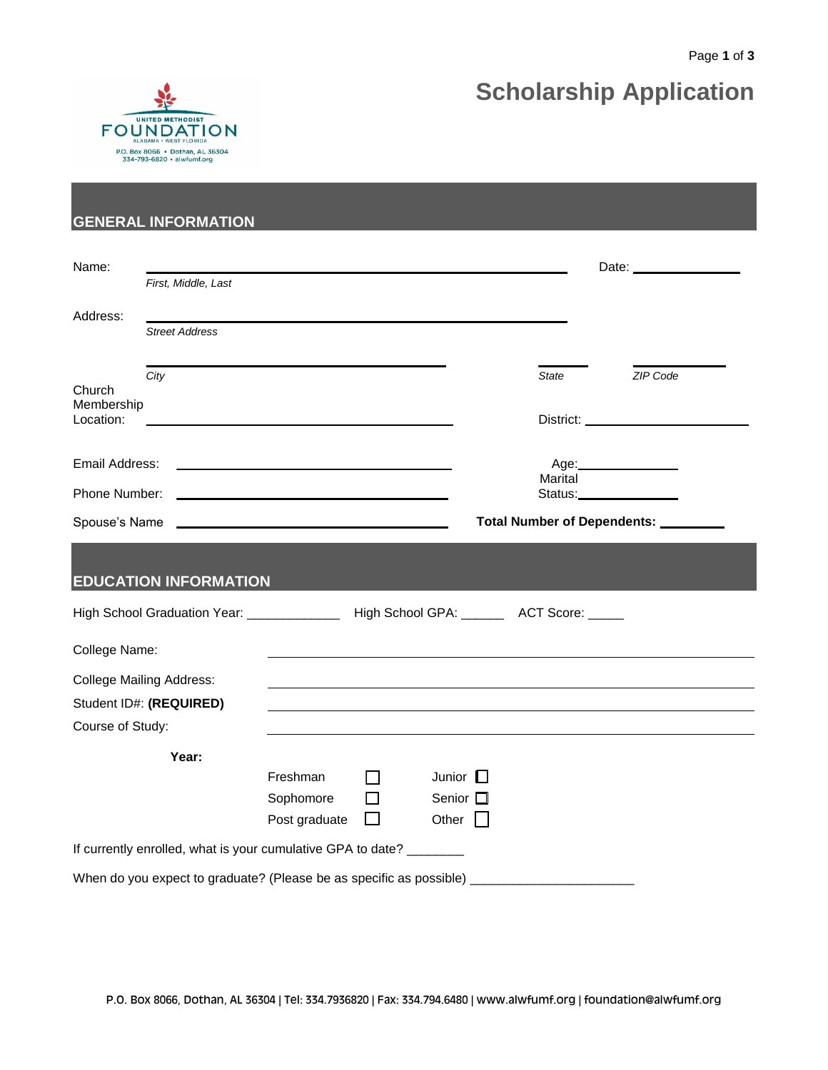UNITED METHODIST FOUNDATION
ALABAMA • WEST FLORIDA
P.O. Box 8066 • Dothan, AL 36304
334-793-6820 • alwfumf.org

# Scholarship Application

## GENERAL INFORMATION

Name: ______________________________________________ Date: ______________
*First, Middle, Last*

Address: ______________________________________________
*Street Address*

______________________________________________ ________ ____________
*City* *State* *ZIP Code*

Church Membership Location: ______________________________ District: ____________________

Email Address: ______________________________ Age: ____________

Marital Status: ____________

Phone Number: ______________________________

Spouse's Name ______________________________ **Total Number of Dependents:** ________

## EDUCATION INFORMATION

High School Graduation Year: _____________ High School GPA: ______ ACT Score: _____

College Name: ______________________________________________

College Mailing Address: ______________________________________________

Student ID#: **(REQUIRED)** ______________________________________________

Course of Study: ______________________________________________

**Year:**

- Freshman ☐
- Sophomore ☐
- Post graduate ☐
- Junior ☐
- Senior ☐
- Other ☐

If currently enrolled, what is your cumulative GPA to date? ________

When do you expect to graduate? (Please be as specific as possible) ______________________

P.O. Box 8066, Dothan, AL 36304 | Tel: 334.7936820 | Fax: 334.794.6480 | www.alwfumf.org | foundation@alwfumf.org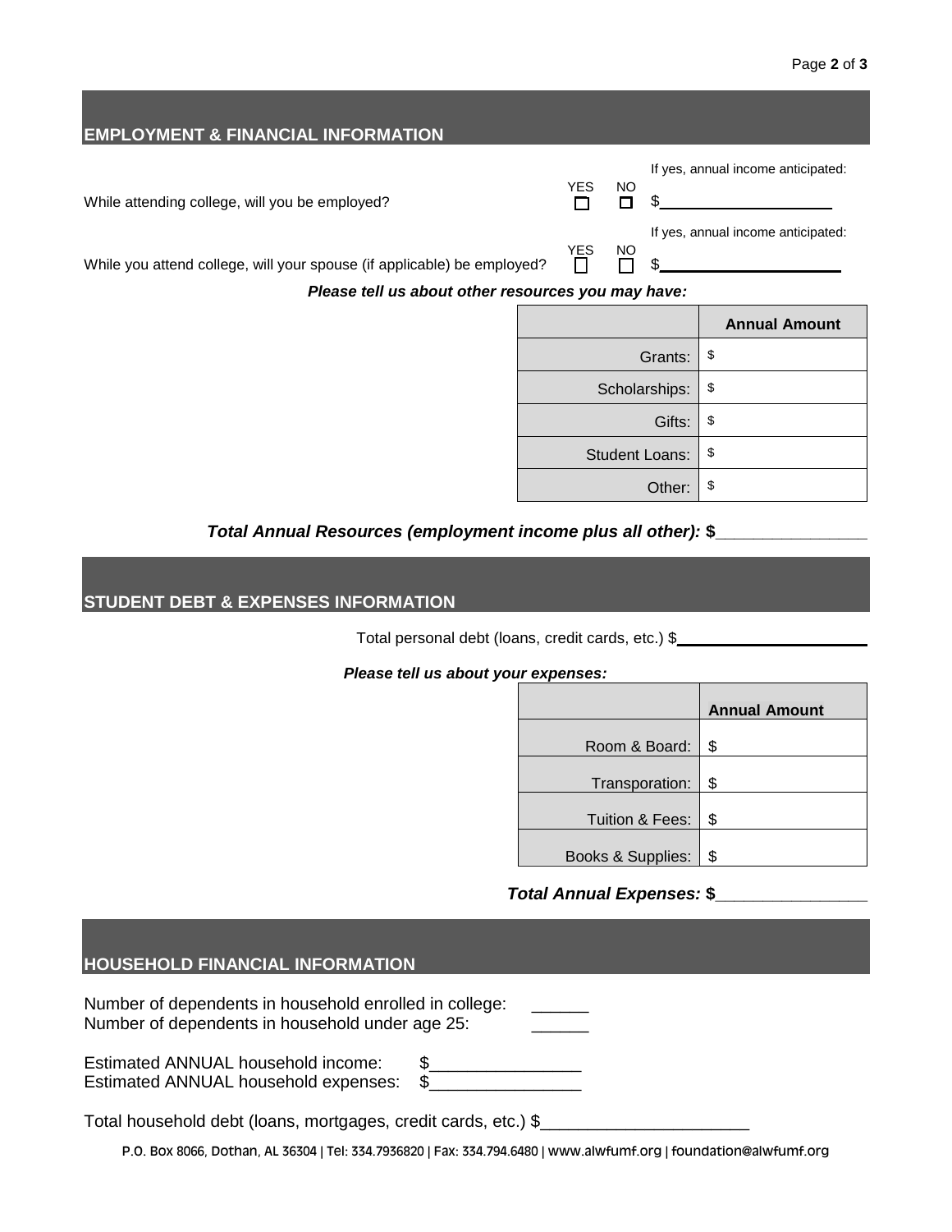## EMPLOYMENT & FINANCIAL INFORMATION

While attending college, will you be employed? YES ☐ NO ☐ If yes, annual income anticipated: $____________________

While you attend college, will your spouse (if applicable) be employed? YES ☐ NO ☐ If yes, annual income anticipated: $____________________

***Please tell us about other resources you may have:***

| | Annual Amount |
|---|---|
| Grants: | $ |
| Scholarships: | $ |
| Gifts: | $ |
| Student Loans: | $ |
| Other: | $ |

***Total Annual Resources (employment income plus all other):* $**________________

## STUDENT DEBT & EXPENSES INFORMATION

Total personal debt (loans, credit cards, etc.) $______________________

***Please tell us about your expenses:***

| | Annual Amount |
|---|---|
| Room & Board: | $ |
| Transporation: | $ |
| Tuition & Fees: | $ |
| Books & Supplies: | $ |

***Total Annual Expenses:* $**________________

## HOUSEHOLD FINANCIAL INFORMATION

Number of dependents in household enrolled in college: ______
Number of dependents in household under age 25: ______

Estimated ANNUAL household income: $________________
Estimated ANNUAL household expenses: $________________

Total household debt (loans, mortgages, credit cards, etc.) $______________________

P.O. Box 8066, Dothan, AL 36304 | Tel: 334.7936820 | Fax: 334.794.6480 | www.alwfumf.org | foundation@alwfumf.org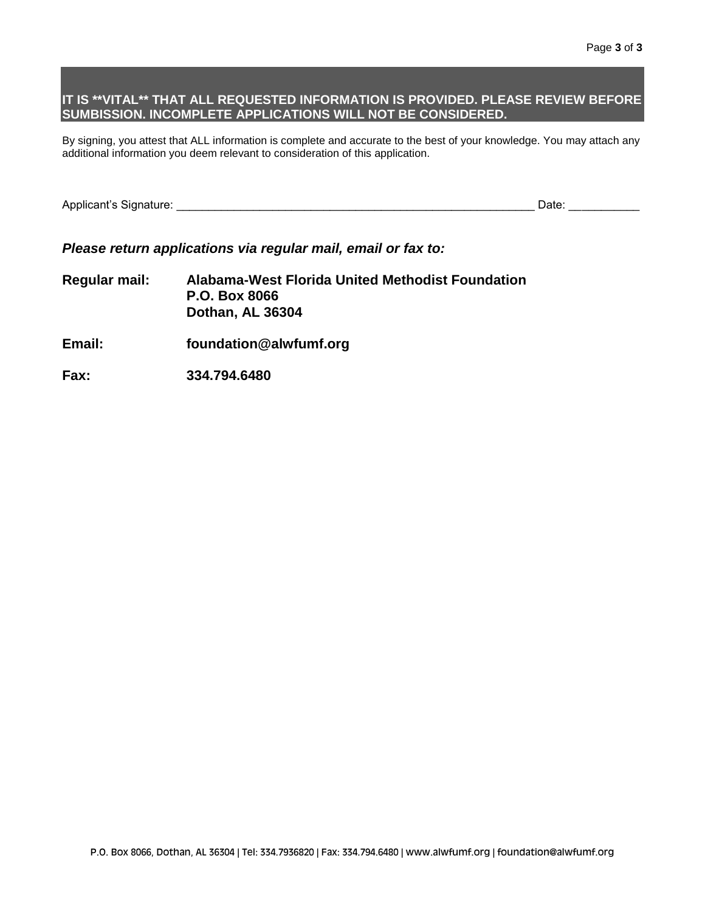**IT IS \*\*VITAL\*\* THAT ALL REQUESTED INFORMATION IS PROVIDED. PLEASE REVIEW BEFORE SUMBISSION. INCOMPLETE APPLICATIONS WILL NOT BE CONSIDERED.**

By signing, you attest that ALL information is complete and accurate to the best of your knowledge. You may attach any additional information you deem relevant to consideration of this application.

Applicant's Signature: ________________________________________________________ Date: ___________

***Please return applications via regular mail, email or fax to:***

**Regular mail:** **Alabama-West Florida United Methodist Foundation**
**P.O. Box 8066**
**Dothan, AL 36304**

**Email:** **foundation@alwfumf.org**

**Fax:** **334.794.6480**

P.O. Box 8066, Dothan, AL 36304 | Tel: 334.7936820 | Fax: 334.794.6480 | www.alwfumf.org | foundation@alwfumf.org